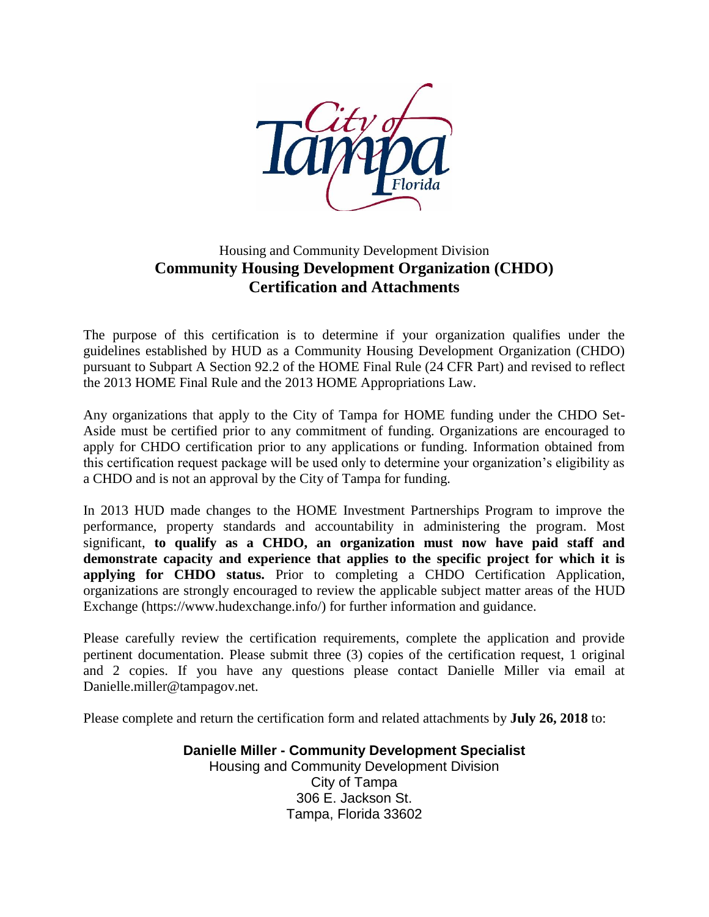City of Tampa Florida

Housing and Community Development Division

# Community Housing Development Organization (CHDO) Certification and Attachments

The purpose of this certification is to determine if your organization qualifies under the guidelines established by HUD as a Community Housing Development Organization (CHDO) pursuant to Subpart A Section 92.2 of the HOME Final Rule (24 CFR Part) and revised to reflect the 2013 HOME Final Rule and the 2013 HOME Appropriations Law.

Any organizations that apply to the City of Tampa for HOME funding under the CHDO Set-Aside must be certified prior to any commitment of funding. Organizations are encouraged to apply for CHDO certification prior to any applications or funding. Information obtained from this certification request package will be used only to determine your organization's eligibility as a CHDO and is not an approval by the City of Tampa for funding.

In 2013 HUD made changes to the HOME Investment Partnerships Program to improve the performance, property standards and accountability in administering the program. Most significant, **to qualify as a CHDO, an organization must now have paid staff and demonstrate capacity and experience that applies to the specific project for which it is applying for CHDO status.** Prior to completing a CHDO Certification Application, organizations are strongly encouraged to review the applicable subject matter areas of the HUD Exchange (https://www.hudexchange.info/) for further information and guidance.

Please carefully review the certification requirements, complete the application and provide pertinent documentation. Please submit three (3) copies of the certification request, 1 original and 2 copies. If you have any questions please contact Danielle Miller via email at Danielle.miller@tampagov.net.

Please complete and return the certification form and related attachments by **July 26, 2018** to:

**Danielle Miller - Community Development Specialist**
Housing and Community Development Division
City of Tampa
306 E. Jackson St.
Tampa, Florida 33602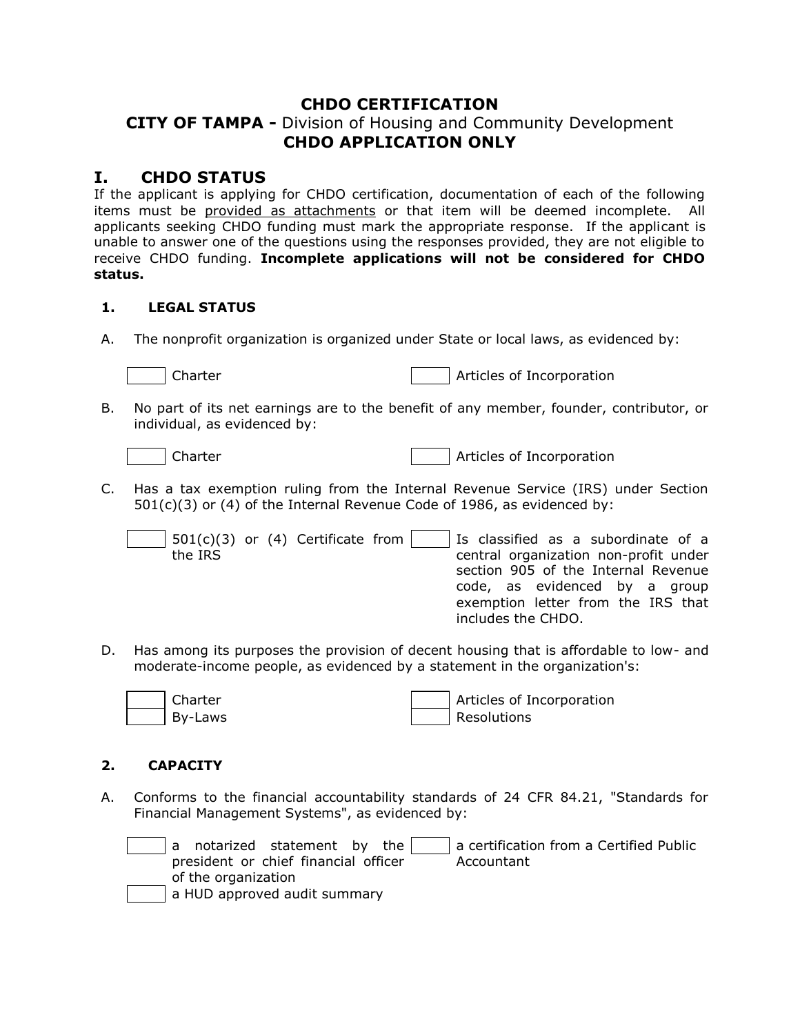# CHDO CERTIFICATION
## CITY OF TAMPA - Division of Housing and Community Development
## CHDO APPLICATION ONLY

## I. CHDO STATUS

If the applicant is applying for CHDO certification, documentation of each of the following items must be provided as attachments or that item will be deemed incomplete. All applicants seeking CHDO funding must mark the appropriate response. If the applicant is unable to answer one of the questions using the responses provided, they are not eligible to receive CHDO funding. **Incomplete applications will not be considered for CHDO status.**

### 1. LEGAL STATUS

A. The nonprofit organization is organized under State or local laws, as evidenced by:

- [ ] Charter
- [ ] Articles of Incorporation

B. No part of its net earnings are to the benefit of any member, founder, contributor, or individual, as evidenced by:

- [ ] Charter
- [ ] Articles of Incorporation

C. Has a tax exemption ruling from the Internal Revenue Service (IRS) under Section 501(c)(3) or (4) of the Internal Revenue Code of 1986, as evidenced by:

- [ ] 501(c)(3) or (4) Certificate from the IRS
- [ ] Is classified as a subordinate of a central organization non-profit under section 905 of the Internal Revenue code, as evidenced by a group exemption letter from the IRS that includes the CHDO.

D. Has among its purposes the provision of decent housing that is affordable to low- and moderate-income people, as evidenced by a statement in the organization's:

- [ ] Charter
- [ ] By-Laws
- [ ] Articles of Incorporation
- [ ] Resolutions

### 2. CAPACITY

A. Conforms to the financial accountability standards of 24 CFR 84.21, "Standards for Financial Management Systems", as evidenced by:

- [ ] a notarized statement by the president or chief financial officer of the organization
- [ ] a HUD approved audit summary
- [ ] a certification from a Certified Public Accountant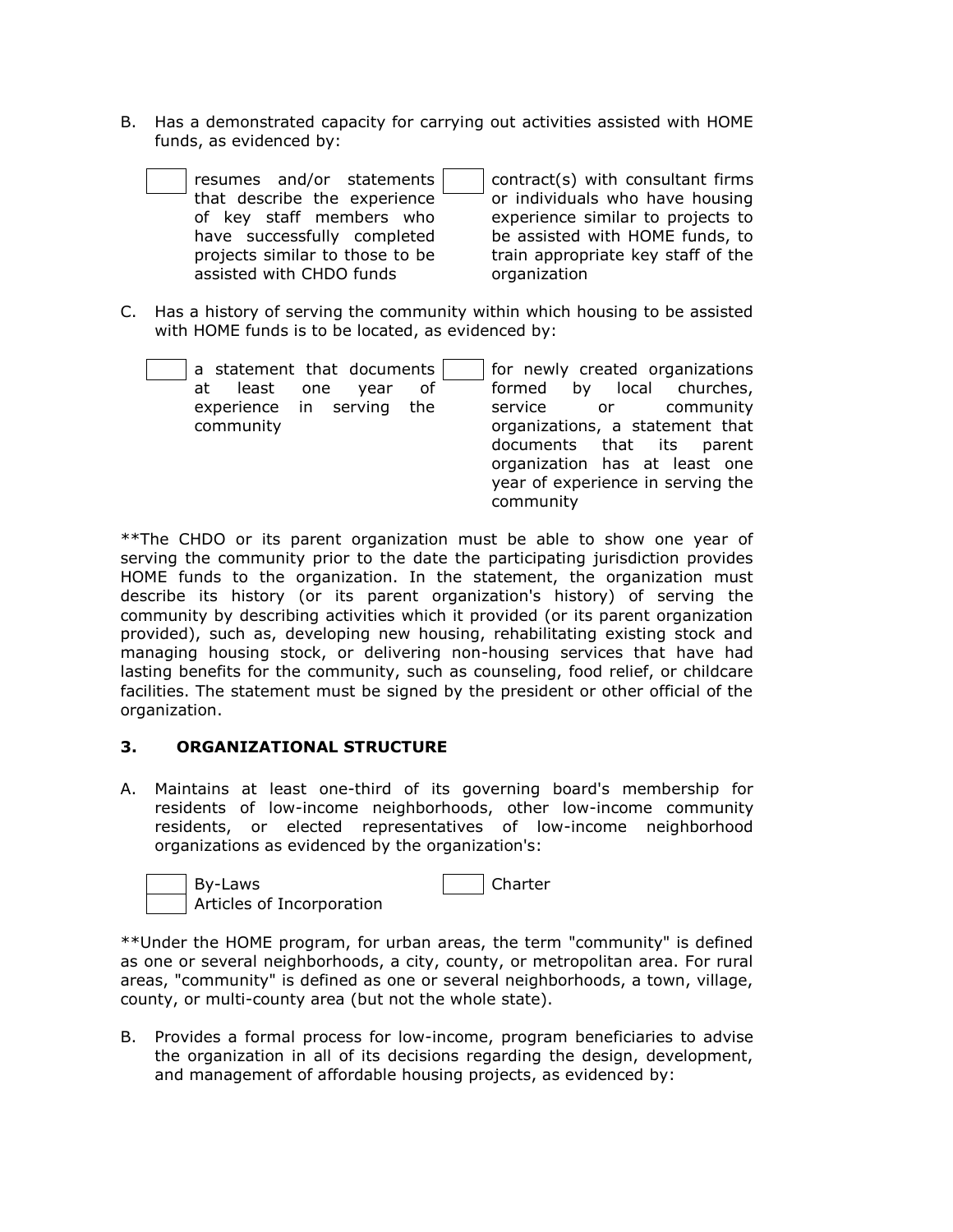B. Has a demonstrated capacity for carrying out activities assisted with HOME funds, as evidenced by:

- [ ] resumes and/or statements that describe the experience of key staff members who have successfully completed projects similar to those to be assisted with CHDO funds
- [ ] contract(s) with consultant firms or individuals who have housing experience similar to projects to be assisted with HOME funds, to train appropriate key staff of the organization

C. Has a history of serving the community within which housing to be assisted with HOME funds is to be located, as evidenced by:

- [ ] a statement that documents at least one year of experience in serving the community
- [ ] for newly created organizations formed by local churches, service or community organizations, a statement that documents that its parent organization has at least one year of experience in serving the community

**The CHDO or its parent organization must be able to show one year of serving the community prior to the date the participating jurisdiction provides HOME funds to the organization. In the statement, the organization must describe its history (or its parent organization's history) of serving the community by describing activities which it provided (or its parent organization provided), such as, developing new housing, rehabilitating existing stock and managing housing stock, or delivering non-housing services that have had lasting benefits for the community, such as counseling, food relief, or childcare facilities. The statement must be signed by the president or other official of the organization.

### 3. ORGANIZATIONAL STRUCTURE

A. Maintains at least one-third of its governing board's membership for residents of low-income neighborhoods, other low-income community residents, or elected representatives of low-income neighborhood organizations as evidenced by the organization's:

- [ ] By-Laws
- [ ] Articles of Incorporation
- [ ] Charter

**Under the HOME program, for urban areas, the term "community" is defined as one or several neighborhoods, a city, county, or metropolitan area. For rural areas, "community" is defined as one or several neighborhoods, a town, village, county, or multi-county area (but not the whole state).

B. Provides a formal process for low-income, program beneficiaries to advise the organization in all of its decisions regarding the design, development, and management of affordable housing projects, as evidenced by: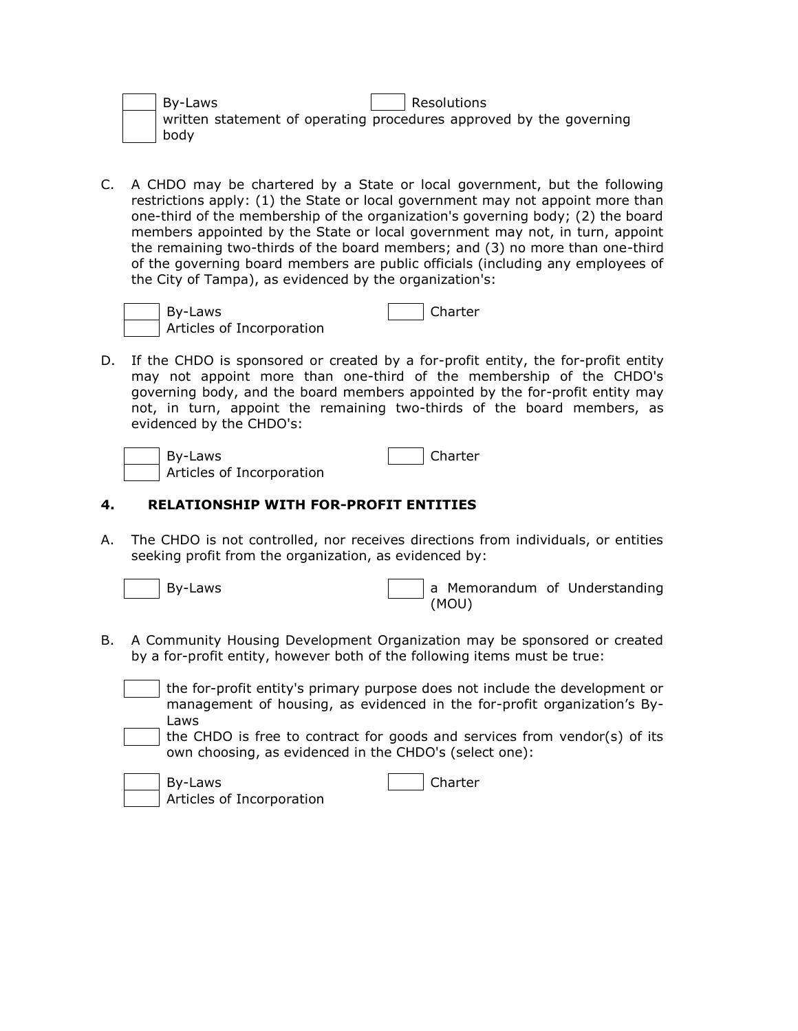- [ ] By-Laws
- [ ] Resolutions
- [ ] written statement of operating procedures approved by the governing body

C. A CHDO may be chartered by a State or local government, but the following restrictions apply: (1) the State or local government may not appoint more than one-third of the membership of the organization's governing body; (2) the board members appointed by the State or local government may not, in turn, appoint the remaining two-thirds of the board members; and (3) no more than one-third of the governing board members are public officials (including any employees of the City of Tampa), as evidenced by the organization's:

- [ ] By-Laws
- [ ] Charter
- [ ] Articles of Incorporation

D. If the CHDO is sponsored or created by a for-profit entity, the for-profit entity may not appoint more than one-third of the membership of the CHDO's governing body, and the board members appointed by the for-profit entity may not, in turn, appoint the remaining two-thirds of the board members, as evidenced by the CHDO's:

- [ ] By-Laws
- [ ] Charter
- [ ] Articles of Incorporation

## 4. RELATIONSHIP WITH FOR-PROFIT ENTITIES

A. The CHDO is not controlled, nor receives directions from individuals, or entities seeking profit from the organization, as evidenced by:

- [ ] By-Laws
- [ ] a Memorandum of Understanding (MOU)

B. A Community Housing Development Organization may be sponsored or created by a for-profit entity, however both of the following items must be true:

- [ ] the for-profit entity's primary purpose does not include the development or management of housing, as evidenced in the for-profit organization's By-Laws
- [ ] the CHDO is free to contract for goods and services from vendor(s) of its own choosing, as evidenced in the CHDO's (select one):

- [ ] By-Laws
- [ ] Charter
- [ ] Articles of Incorporation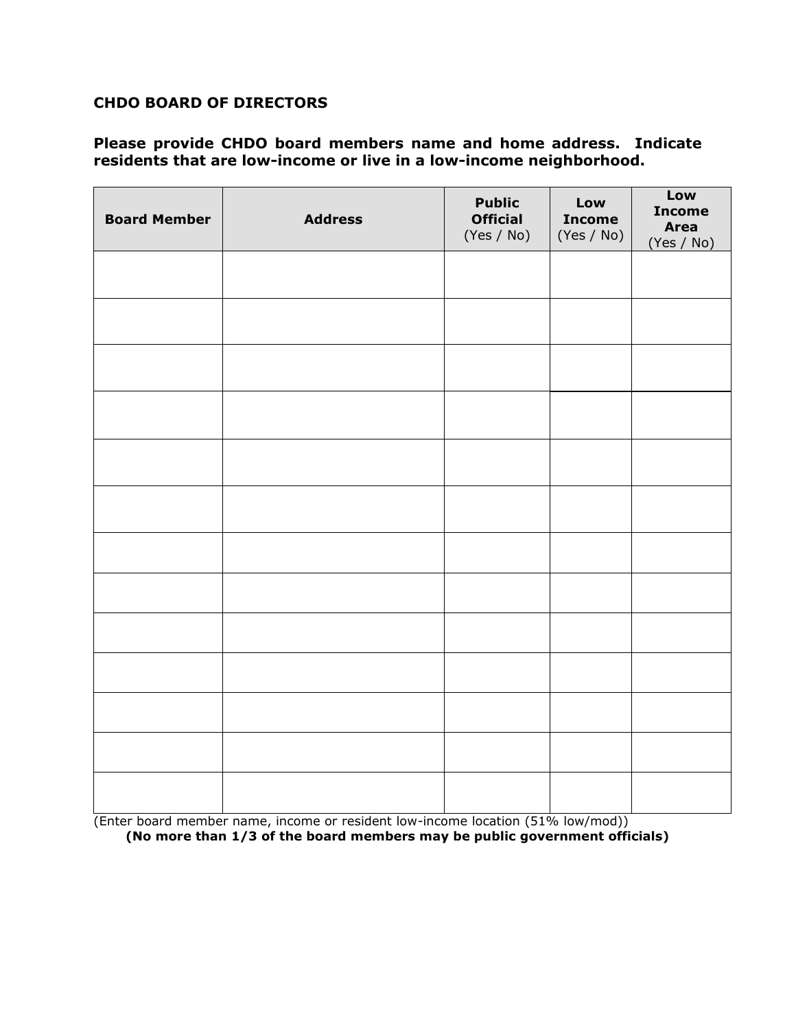## CHDO BOARD OF DIRECTORS

**Please provide CHDO board members name and home address. Indicate residents that are low-income or live in a low-income neighborhood.**

| **Board Member** | **Address** | **Public Official** (Yes / No) | **Low Income** (Yes / No) | **Low Income Area** (Yes / No) |
|---|---|---|---|---|
| | | | | |
| | | | | |
| | | | | |
| | | | | |
| | | | | |
| | | | | |
| | | | | |
| | | | | |
| | | | | |
| | | | | |
| | | | | |
| | | | | |
| | | | | |

(Enter board member name, income or resident low-income location (51% low/mod))

**(No more than 1/3 of the board members may be public government officials)**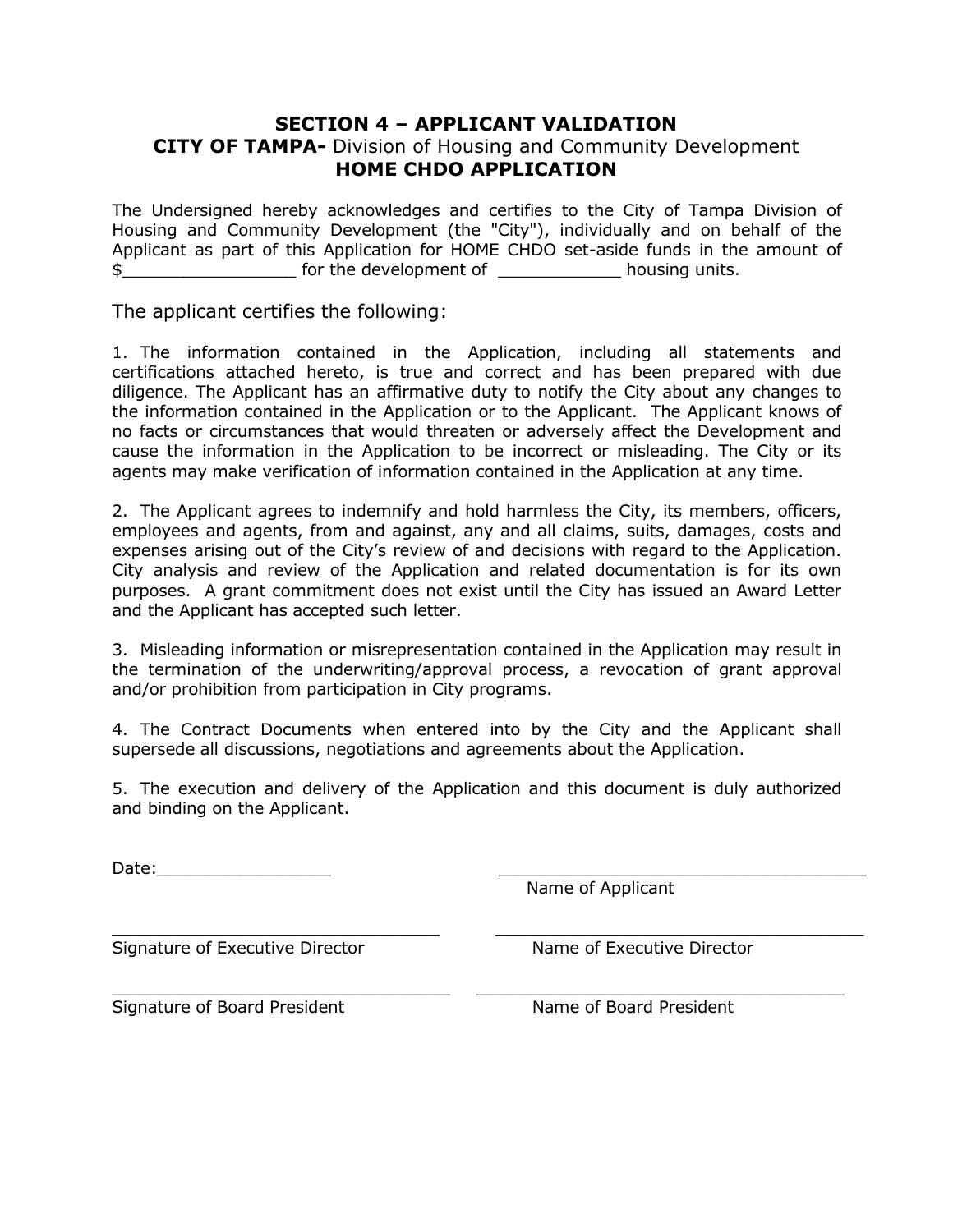## SECTION 4 – APPLICANT VALIDATION

**CITY OF TAMPA-** Division of Housing and Community Development

**HOME CHDO APPLICATION**

The Undersigned hereby acknowledges and certifies to the City of Tampa Division of Housing and Community Development (the "City"), individually and on behalf of the Applicant as part of this Application for HOME CHDO set-aside funds in the amount of $_________________ for the development of ____________ housing units.

The applicant certifies the following:

1. The information contained in the Application, including all statements and certifications attached hereto, is true and correct and has been prepared with due diligence. The Applicant has an affirmative duty to notify the City about any changes to the information contained in the Application or to the Applicant. The Applicant knows of no facts or circumstances that would threaten or adversely affect the Development and cause the information in the Application to be incorrect or misleading. The City or its agents may make verification of information contained in the Application at any time.

2. The Applicant agrees to indemnify and hold harmless the City, its members, officers, employees and agents, from and against, any and all claims, suits, damages, costs and expenses arising out of the City's review of and decisions with regard to the Application. City analysis and review of the Application and related documentation is for its own purposes. A grant commitment does not exist until the City has issued an Award Letter and the Applicant has accepted such letter.

3. Misleading information or misrepresentation contained in the Application may result in the termination of the underwriting/approval process, a revocation of grant approval and/or prohibition from participation in City programs.

4. The Contract Documents when entered into by the City and the Applicant shall supersede all discussions, negotiations and agreements about the Application.

5. The execution and delivery of the Application and this document is duly authorized and binding on the Applicant.

Date:_________________

_____________________________________
Name of Applicant

_________________________________
Signature of Executive Director

_____________________________________
Name of Executive Director

__________________________________
Signature of Board President

_____________________________________
Name of Board President